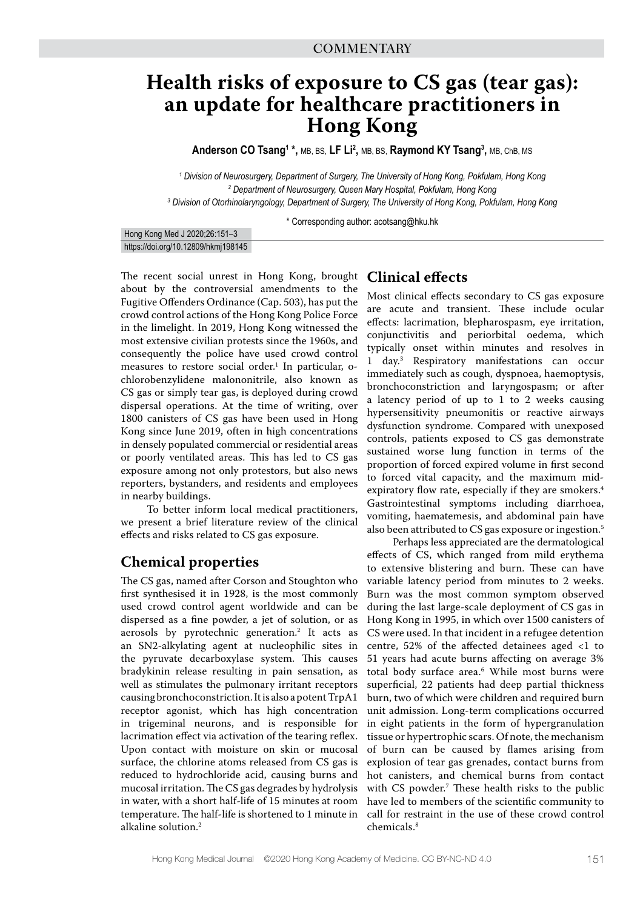COMMENTARY

# Health risks of exposure to CS gas (tear gas): an update for healthcare practitioners in Hong Kong

**Anderson CO Tsang[1] *,** MB, BS, **LF Li[2],** MB, BS, **Raymond KY Tsang[3],** MB, ChB, MS

*[1] Division of Neurosurgery, Department of Surgery, The University of Hong Kong, Pokfulam, Hong Kong*
*[2] Department of Neurosurgery, Queen Mary Hospital, Pokfulam, Hong Kong*
*[3] Division of Otorhinolaryngology, Department of Surgery, The University of Hong Kong, Pokfulam, Hong Kong*

\* Corresponding author: acotsang@hku.hk

Hong Kong Med J 2020;26:151–3
https://doi.org/10.12809/hkmj198145

The recent social unrest in Hong Kong, brought about by the controversial amendments to the Fugitive Offenders Ordinance (Cap. 503), has put the crowd control actions of the Hong Kong Police Force in the limelight. In 2019, Hong Kong witnessed the most extensive civilian protests since the 1960s, and consequently the police have used crowd control measures to restore social order.[1] In particular, o-chlorobenzylidene malononitrile, also known as CS gas or simply tear gas, is deployed during crowd dispersal operations. At the time of writing, over 1800 canisters of CS gas have been used in Hong Kong since June 2019, often in high concentrations in densely populated commercial or residential areas or poorly ventilated areas. This has led to CS gas exposure among not only protestors, but also news reporters, bystanders, and residents and employees in nearby buildings.

To better inform local medical practitioners, we present a brief literature review of the clinical effects and risks related to CS gas exposure.

## Chemical properties

The CS gas, named after Corson and Stoughton who first synthesised it in 1928, is the most commonly used crowd control agent worldwide and can be dispersed as a fine powder, a jet of solution, or as aerosols by pyrotechnic generation.[2] It acts as an SN2-alkylating agent at nucleophilic sites in the pyruvate decarboxylase system. This causes bradykinin release resulting in pain sensation, as well as stimulates the pulmonary irritant receptors causing bronchoconstriction. It is also a potent TrpA1 receptor agonist, which has high concentration in trigeminal neurons, and is responsible for lacrimation effect via activation of the tearing reflex. Upon contact with moisture on skin or mucosal surface, the chlorine atoms released from CS gas is reduced to hydrochloride acid, causing burns and mucosal irritation. The CS gas degrades by hydrolysis in water, with a short half-life of 15 minutes at room temperature. The half-life is shortened to 1 minute in alkaline solution.[2]

## Clinical effects

Most clinical effects secondary to CS gas exposure are acute and transient. These include ocular effects: lacrimation, blepharospasm, eye irritation, conjunctivitis and periorbital oedema, which typically onset within minutes and resolves in 1 day.[3] Respiratory manifestations can occur immediately such as cough, dyspnoea, haemoptysis, bronchoconstriction and laryngospasm; or after a latency period of up to 1 to 2 weeks causing hypersensitivity pneumonitis or reactive airways dysfunction syndrome. Compared with unexposed controls, patients exposed to CS gas demonstrate sustained worse lung function in terms of the proportion of forced expired volume in first second to forced vital capacity, and the maximum mid-expiratory flow rate, especially if they are smokers.[4] Gastrointestinal symptoms including diarrhoea, vomiting, haematemesis, and abdominal pain have also been attributed to CS gas exposure or ingestion.[5]

Perhaps less appreciated are the dermatological effects of CS, which ranged from mild erythema to extensive blistering and burn. These can have variable latency period from minutes to 2 weeks. Burn was the most common symptom observed during the last large-scale deployment of CS gas in Hong Kong in 1995, in which over 1500 canisters of CS were used. In that incident in a refugee detention centre, 52% of the affected detainees aged <1 to 51 years had acute burns affecting on average 3% total body surface area.[6] While most burns were superficial, 22 patients had deep partial thickness burn, two of which were children and required burn unit admission. Long-term complications occurred in eight patients in the form of hypergranulation tissue or hypertrophic scars. Of note, the mechanism of burn can be caused by flames arising from explosion of tear gas grenades, contact burns from hot canisters, and chemical burns from contact with CS powder.[7] These health risks to the public have led to members of the scientific community to call for restraint in the use of these crowd control chemicals.[8]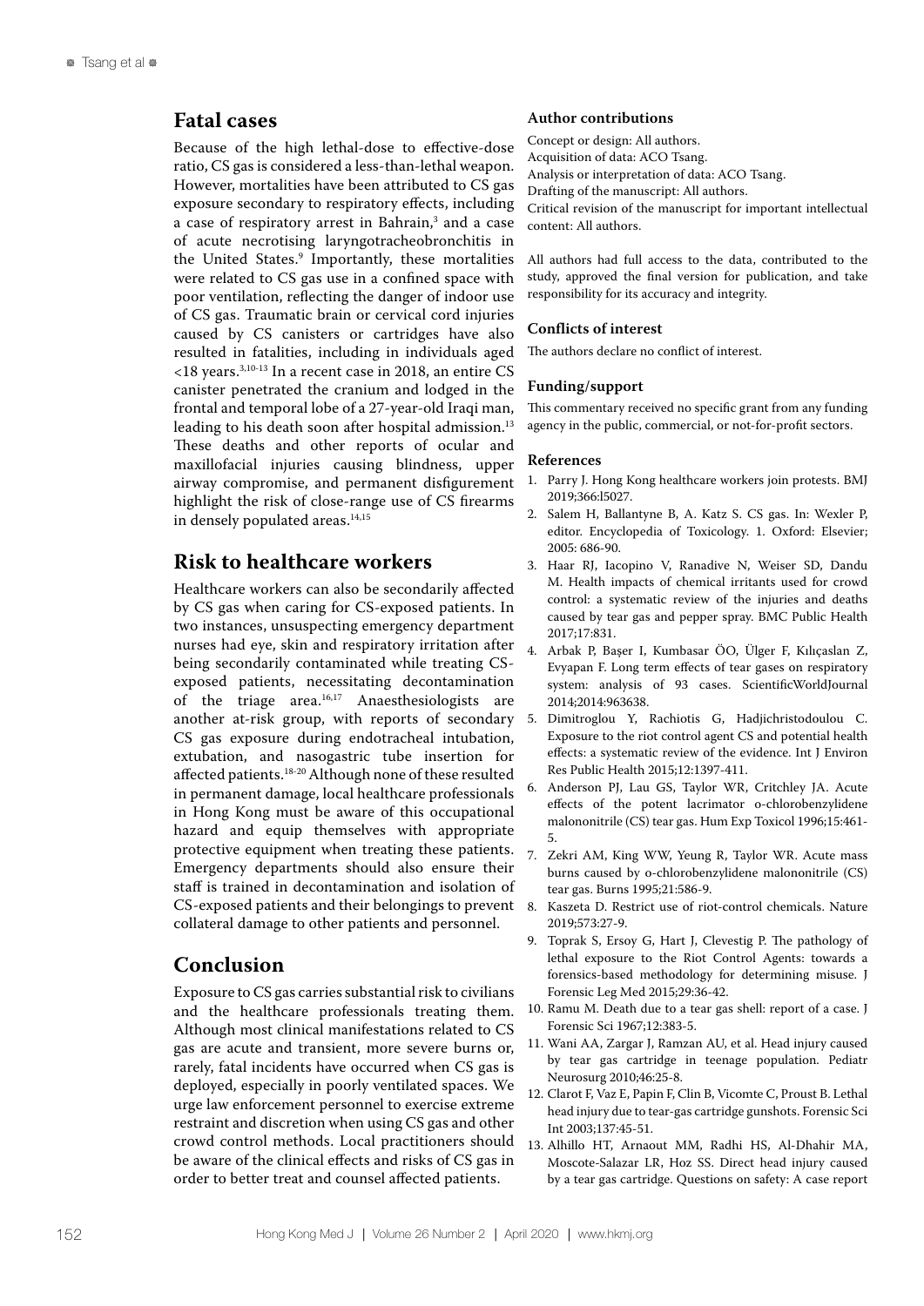## Fatal cases

Because of the high lethal-dose to effective-dose ratio, CS gas is considered a less-than-lethal weapon. However, mortalities have been attributed to CS gas exposure secondary to respiratory effects, including a case of respiratory arrest in Bahrain,[3] and a case of acute necrotising laryngotracheobronchitis in the United States.[9] Importantly, these mortalities were related to CS gas use in a confined space with poor ventilation, reflecting the danger of indoor use of CS gas. Traumatic brain or cervical cord injuries caused by CS canisters or cartridges have also resulted in fatalities, including in individuals aged <18 years.[3,10-13] In a recent case in 2018, an entire CS canister penetrated the cranium and lodged in the frontal and temporal lobe of a 27-year-old Iraqi man, leading to his death soon after hospital admission.[13] These deaths and other reports of ocular and maxillofacial injuries causing blindness, upper airway compromise, and permanent disfigurement highlight the risk of close-range use of CS firearms in densely populated areas.[14,15]

## Risk to healthcare workers

Healthcare workers can also be secondarily affected by CS gas when caring for CS-exposed patients. In two instances, unsuspecting emergency department nurses had eye, skin and respiratory irritation after being secondarily contaminated while treating CS-exposed patients, necessitating decontamination of the triage area.[16,17] Anaesthesiologists are another at-risk group, with reports of secondary CS gas exposure during endotracheal intubation, extubation, and nasogastric tube insertion for affected patients.[18-20] Although none of these resulted in permanent damage, local healthcare professionals in Hong Kong must be aware of this occupational hazard and equip themselves with appropriate protective equipment when treating these patients. Emergency departments should also ensure their staff is trained in decontamination and isolation of CS-exposed patients and their belongings to prevent collateral damage to other patients and personnel.

## Conclusion

Exposure to CS gas carries substantial risk to civilians and the healthcare professionals treating them. Although most clinical manifestations related to CS gas are acute and transient, more severe burns or, rarely, fatal incidents have occurred when CS gas is deployed, especially in poorly ventilated spaces. We urge law enforcement personnel to exercise extreme restraint and discretion when using CS gas and other crowd control methods. Local practitioners should be aware of the clinical effects and risks of CS gas in order to better treat and counsel affected patients.

### Author contributions

Concept or design: All authors.
Acquisition of data: ACO Tsang.
Analysis or interpretation of data: ACO Tsang.
Drafting of the manuscript: All authors.
Critical revision of the manuscript for important intellectual content: All authors.

All authors had full access to the data, contributed to the study, approved the final version for publication, and take responsibility for its accuracy and integrity.

### Conflicts of interest

The authors declare no conflict of interest.

### Funding/support

This commentary received no specific grant from any funding agency in the public, commercial, or not-for-profit sectors.

### References

1. Parry J. Hong Kong healthcare workers join protests. BMJ 2019;366:l5027.
2. Salem H, Ballantyne B, A. Katz S. CS gas. In: Wexler P, editor. Encyclopedia of Toxicology. 1. Oxford: Elsevier; 2005: 686-90.
3. Haar RJ, Iacopino V, Ranadive N, Weiser SD, Dandu M. Health impacts of chemical irritants used for crowd control: a systematic review of the injuries and deaths caused by tear gas and pepper spray. BMC Public Health 2017;17:831.
4. Arbak P, Başer I, Kumbasar ÖO, Ülger F, Kılıçaslan Z, Evyapan F. Long term effects of tear gases on respiratory system: analysis of 93 cases. ScientificWorldJournal 2014;2014:963638.
5. Dimitroglou Y, Rachiotis G, Hadjichristodoulou C. Exposure to the riot control agent CS and potential health effects: a systematic review of the evidence. Int J Environ Res Public Health 2015;12:1397-411.
6. Anderson PJ, Lau GS, Taylor WR, Critchley JA. Acute effects of the potent lacrimator o-chlorobenzylidene malononitrile (CS) tear gas. Hum Exp Toxicol 1996;15:461-5.
7. Zekri AM, King WW, Yeung R, Taylor WR. Acute mass burns caused by o-chlorobenzylidene malononitrile (CS) tear gas. Burns 1995;21:586-9.
8. Kaszeta D. Restrict use of riot-control chemicals. Nature 2019;573:27-9.
9. Toprak S, Ersoy G, Hart J, Clevestig P. The pathology of lethal exposure to the Riot Control Agents: towards a forensics-based methodology for determining misuse. J Forensic Leg Med 2015;29:36-42.
10. Ramu M. Death due to a tear gas shell: report of a case. J Forensic Sci 1967;12:383-5.
11. Wani AA, Zargar J, Ramzan AU, et al. Head injury caused by tear gas cartridge in teenage population. Pediatr Neurosurg 2010;46:25-8.
12. Clarot F, Vaz E, Papin F, Clin B, Vicomte C, Proust B. Lethal head injury due to tear-gas cartridge gunshots. Forensic Sci Int 2003;137:45-51.
13. Alhillo HT, Arnaout MM, Radhi HS, Al-Dhahir MA, Moscote-Salazar LR, Hoz SS. Direct head injury caused by a tear gas cartridge. Questions on safety: A case report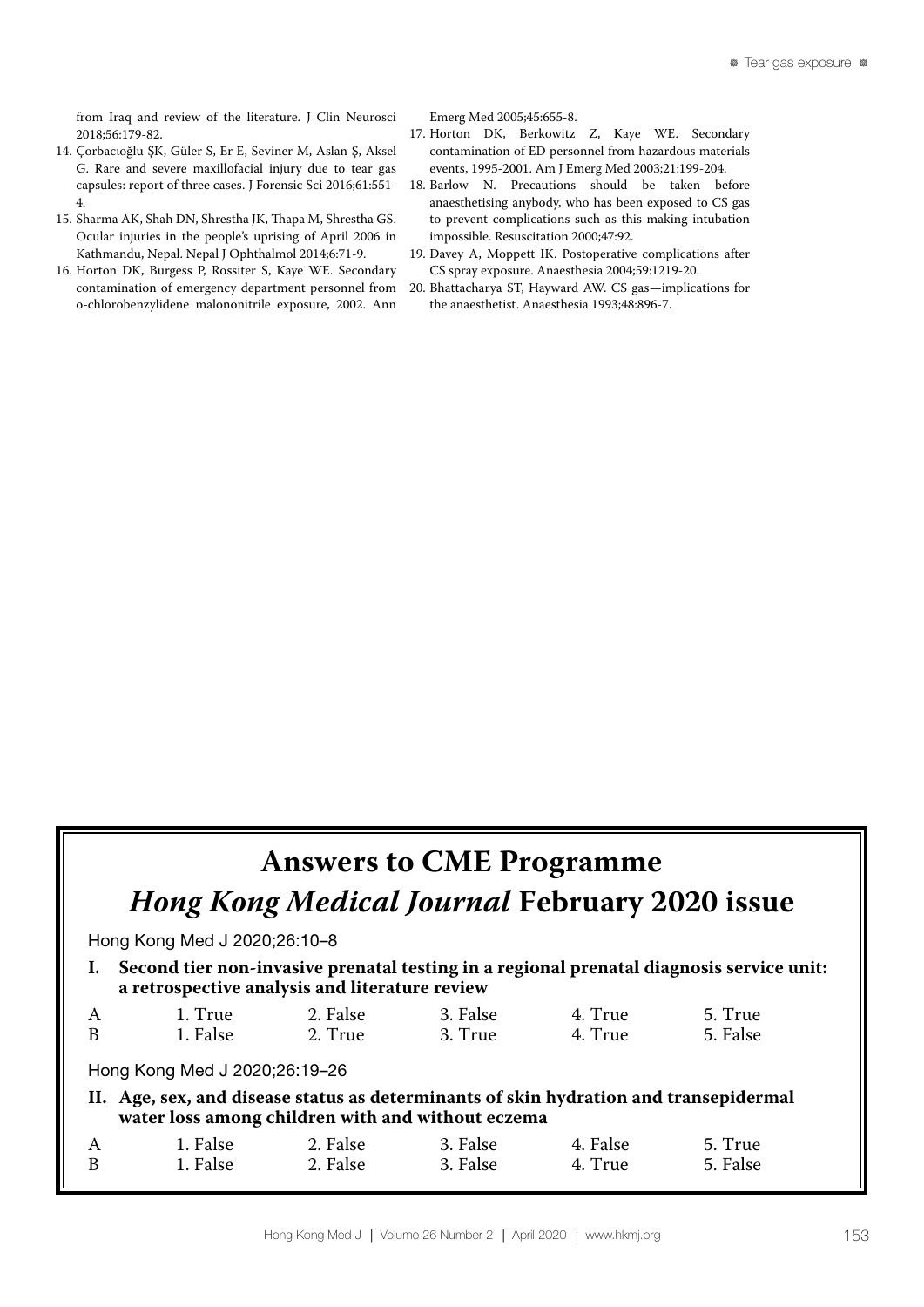from Iraq and review of the literature. J Clin Neurosci 2018;56:179-82.

14. Çorbacıoğlu ŞK, Güler S, Er E, Seviner M, Aslan Ş, Aksel G. Rare and severe maxillofacial injury due to tear gas capsules: report of three cases. J Forensic Sci 2016;61:551-4.
15. Sharma AK, Shah DN, Shrestha JK, Thapa M, Shrestha GS. Ocular injuries in the people's uprising of April 2006 in Kathmandu, Nepal. Nepal J Ophthalmol 2014;6:71-9.
16. Horton DK, Burgess P, Rossiter S, Kaye WE. Secondary contamination of emergency department personnel from o-chlorobenzylidene malononitrile exposure, 2002. Ann Emerg Med 2005;45:655-8.
17. Horton DK, Berkowitz Z, Kaye WE. Secondary contamination of ED personnel from hazardous materials events, 1995-2001. Am J Emerg Med 2003;21:199-204.
18. Barlow N. Precautions should be taken before anaesthetising anybody, who has been exposed to CS gas to prevent complications such as this making intubation impossible. Resuscitation 2000;47:92.
19. Davey A, Moppett IK. Postoperative complications after CS spray exposure. Anaesthesia 2004;59:1219-20.
20. Bhattacharya ST, Hayward AW. CS gas—implications for the anaesthetist. Anaesthesia 1993;48:896-7.

# Answers to CME Programme *Hong Kong Medical Journal* February 2020 issue

Hong Kong Med J 2020;26:10–8

**I. Second tier non-invasive prenatal testing in a regional prenatal diagnosis service unit: a retrospective analysis and literature review**

| | | | | | |
|---|---|---|---|---|---|
| A | 1. True | 2. False | 3. False | 4. True | 5. True |
| B | 1. False | 2. True | 3. True | 4. True | 5. False |

Hong Kong Med J 2020;26:19–26

**II. Age, sex, and disease status as determinants of skin hydration and transepidermal water loss among children with and without eczema**

| | | | | | |
|---|---|---|---|---|---|
| A | 1. False | 2. False | 3. False | 4. False | 5. True |
| B | 1. False | 2. False | 3. False | 4. True | 5. False |